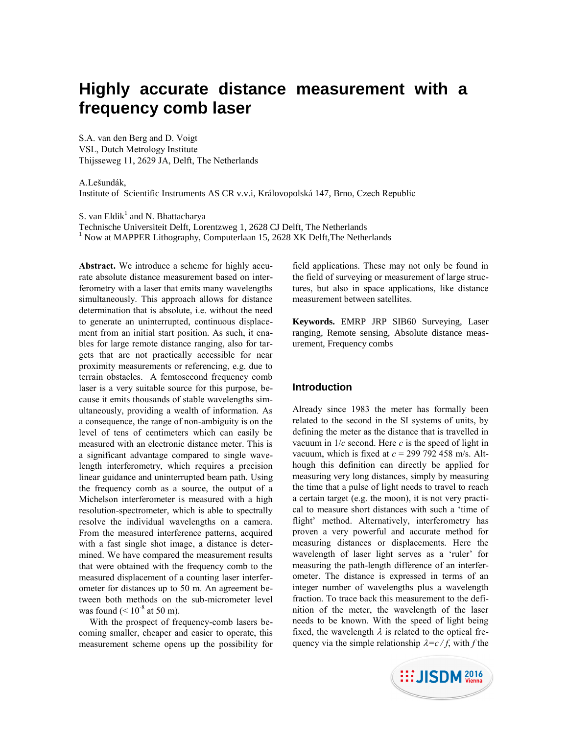# Highly accurate distance measurement with a frequency comb laser

S.A. van den Berg and D. Voigt
VSL, Dutch Metrology Institute
Thijsseweg 11, 2629 JA, Delft, The Netherlands

A.Lešundák,
Institute of Scientific Instruments AS CR v.v.i, Královopolská 147, Brno, Czech Republic

S. van Eldik[1] and N. Bhattacharya
Technische Universiteit Delft, Lorentzweg 1, 2628 CJ Delft, The Netherlands
[1] Now at MAPPER Lithography, Computerlaan 15, 2628 XK Delft,The Netherlands

**Abstract.** We introduce a scheme for highly accurate absolute distance measurement based on interferometry with a laser that emits many wavelengths simultaneously. This approach allows for distance determination that is absolute, i.e. without the need to generate an uninterrupted, continuous displacement from an initial start position. As such, it enables for large remote distance ranging, also for targets that are not practically accessible for near proximity measurements or referencing, e.g. due to terrain obstacles. A femtosecond frequency comb laser is a very suitable source for this purpose, because it emits thousands of stable wavelengths simultaneously, providing a wealth of information. As a consequence, the range of non-ambiguity is on the level of tens of centimeters which can easily be measured with an electronic distance meter. This is a significant advantage compared to single wavelength interferometry, which requires a precision linear guidance and uninterrupted beam path. Using the frequency comb as a source, the output of a Michelson interferometer is measured with a high resolution-spectrometer, which is able to spectrally resolve the individual wavelengths on a camera. From the measured interference patterns, acquired with a fast single shot image, a distance is determined. We have compared the measurement results that were obtained with the frequency comb to the measured displacement of a counting laser interferometer for distances up to 50 m. An agreement between both methods on the sub-micrometer level was found ($< 10^{-8}$ at 50 m).

With the prospect of frequency-comb lasers becoming smaller, cheaper and easier to operate, this measurement scheme opens up the possibility for field applications. These may not only be found in the field of surveying or measurement of large structures, but also in space applications, like distance measurement between satellites.

**Keywords.** EMRP JRP SIB60 Surveying, Laser ranging, Remote sensing, Absolute distance measurement, Frequency combs

## Introduction

Already since 1983 the meter has formally been related to the second in the SI systems of units, by defining the meter as the distance that is travelled in vacuum in $1/c$ second. Here $c$ is the speed of light in vacuum, which is fixed at $c$ = 299 792 458 m/s. Although this definition can directly be applied for measuring very long distances, simply by measuring the time that a pulse of light needs to travel to reach a certain target (e.g. the moon), it is not very practical to measure short distances with such a 'time of flight' method. Alternatively, interferometry has proven a very powerful and accurate method for measuring distances or displacements. Here the wavelength of laser light serves as a 'ruler' for measuring the path-length difference of an interferometer. The distance is expressed in terms of an integer number of wavelengths plus a wavelength fraction. To trace back this measurement to the definition of the meter, the wavelength of the laser needs to be known. With the speed of light being fixed, the wavelength $\lambda$ is related to the optical frequency via the simple relationship $\lambda = c/f$, with $f$ the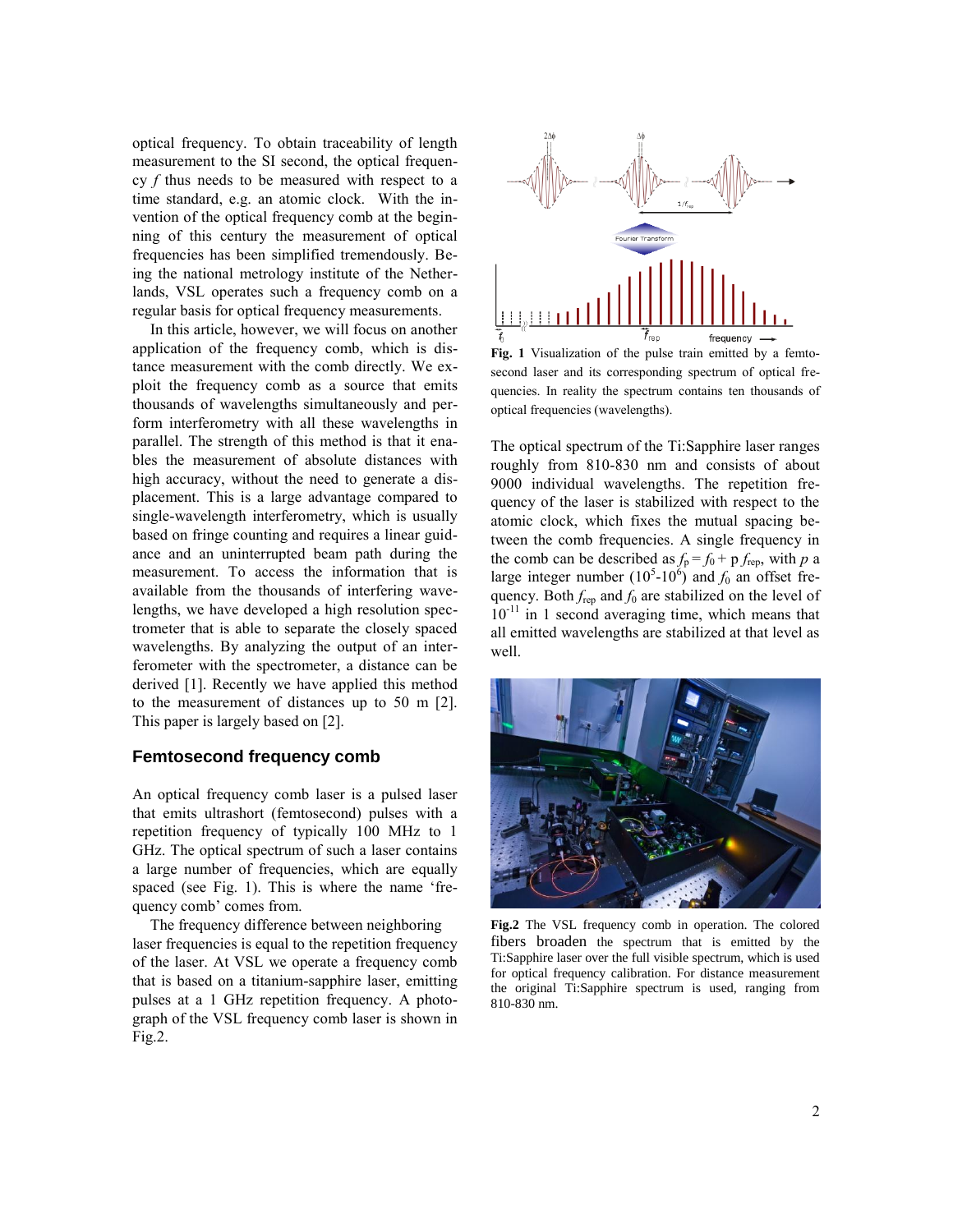optical frequency. To obtain traceability of length measurement to the SI second, the optical frequency $f$ thus needs to be measured with respect to a time standard, e.g. an atomic clock. With the invention of the optical frequency comb at the beginning of this century the measurement of optical frequencies has been simplified tremendously. Being the national metrology institute of the Netherlands, VSL operates such a frequency comb on a regular basis for optical frequency measurements.

In this article, however, we will focus on another application of the frequency comb, which is distance measurement with the comb directly. We exploit the frequency comb as a source that emits thousands of wavelengths simultaneously and perform interferometry with all these wavelengths in parallel. The strength of this method is that it enables the measurement of absolute distances with high accuracy, without the need to generate a displacement. This is a large advantage compared to single-wavelength interferometry, which is usually based on fringe counting and requires a linear guidance and an uninterrupted beam path during the measurement. To access the information that is available from the thousands of interfering wavelengths, we have developed a high resolution spectrometer that is able to separate the closely spaced wavelengths. By analyzing the output of an interferometer with the spectrometer, a distance can be derived [1]. Recently we have applied this method to the measurement of distances up to 50 m [2]. This paper is largely based on [2].

## Femtosecond frequency comb

An optical frequency comb laser is a pulsed laser that emits ultrashort (femtosecond) pulses with a repetition frequency of typically 100 MHz to 1 GHz. The optical spectrum of such a laser contains a large number of frequencies, which are equally spaced (see Fig. 1). This is where the name 'frequency comb' comes from.

The frequency difference between neighboring laser frequencies is equal to the repetition frequency of the laser. At VSL we operate a frequency comb that is based on a titanium-sapphire laser, emitting pulses at a 1 GHz repetition frequency. A photograph of the VSL frequency comb laser is shown in Fig.2.

**Fig. 1** Visualization of the pulse train emitted by a femtosecond laser and its corresponding spectrum of optical frequencies. In reality the spectrum contains ten thousands of optical frequencies (wavelengths).

The optical spectrum of the Ti:Sapphire laser ranges roughly from 810-830 nm and consists of about 9000 individual wavelengths. The repetition frequency of the laser is stabilized with respect to the atomic clock, which fixes the mutual spacing between the comb frequencies. A single frequency in the comb can be described as $f_p = f_0 + p\, f_{rep}$, with $p$ a large integer number ($10^5$-$10^6$) and $f_0$ an offset frequency. Both $f_{rep}$ and $f_0$ are stabilized on the level of $10^{-11}$ in 1 second averaging time, which means that all emitted wavelengths are stabilized at that level as well.

**Fig.2** The VSL frequency comb in operation. The colored fibers broaden the spectrum that is emitted by the Ti:Sapphire laser over the full visible spectrum, which is used for optical frequency calibration. For distance measurement the original Ti:Sapphire spectrum is used, ranging from 810-830 nm.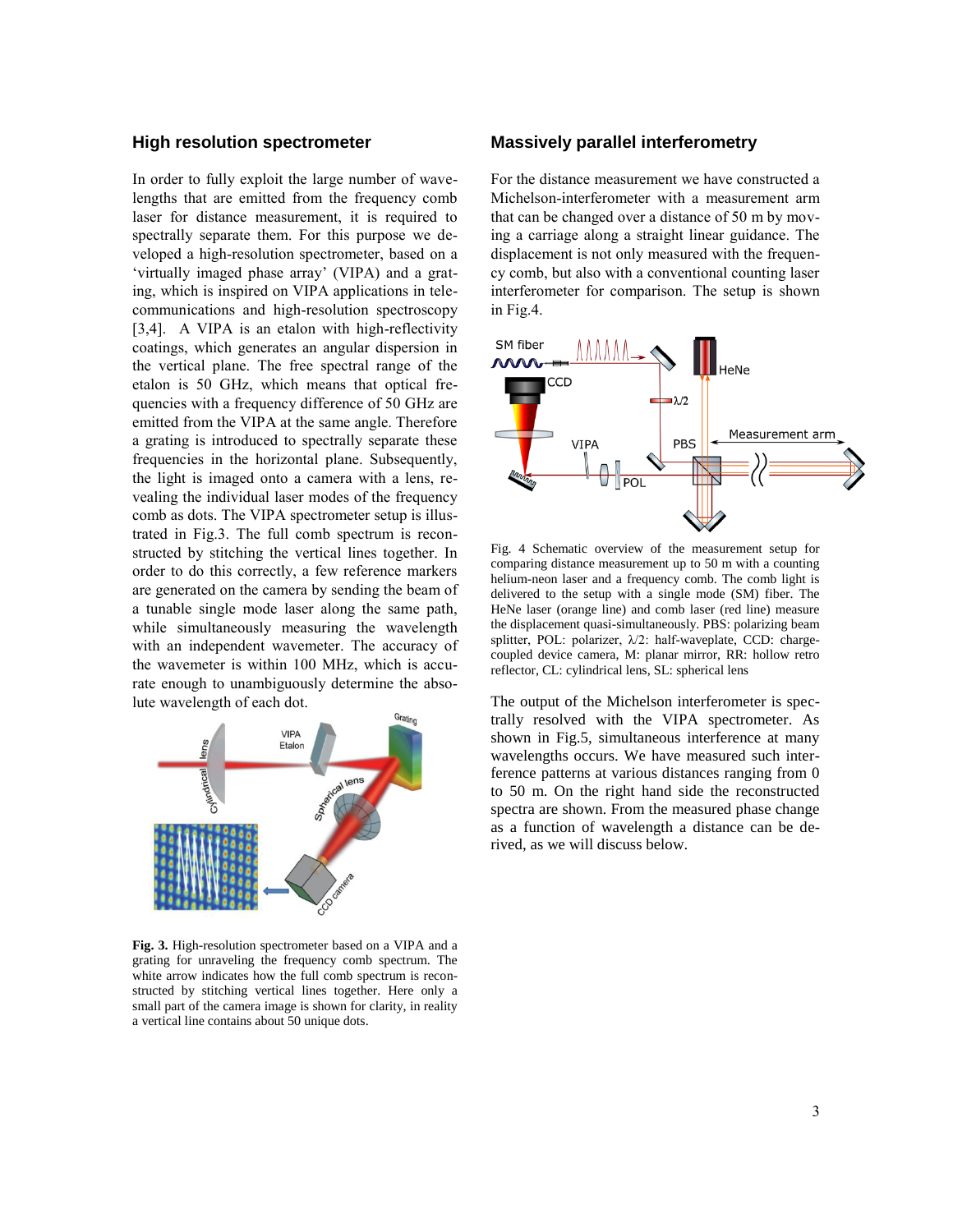## High resolution spectrometer

In order to fully exploit the large number of wavelengths that are emitted from the frequency comb laser for distance measurement, it is required to spectrally separate them. For this purpose we developed a high-resolution spectrometer, based on a 'virtually imaged phase array' (VIPA) and a grating, which is inspired on VIPA applications in telecommunications and high-resolution spectroscopy [3,4]. A VIPA is an etalon with high-reflectivity coatings, which generates an angular dispersion in the vertical plane. The free spectral range of the etalon is 50 GHz, which means that optical frequencies with a frequency difference of 50 GHz are emitted from the VIPA at the same angle. Therefore a grating is introduced to spectrally separate these frequencies in the horizontal plane. Subsequently, the light is imaged onto a camera with a lens, revealing the individual laser modes of the frequency comb as dots. The VIPA spectrometer setup is illustrated in Fig.3. The full comb spectrum is reconstructed by stitching the vertical lines together. In order to do this correctly, a few reference markers are generated on the camera by sending the beam of a tunable single mode laser along the same path, while simultaneously measuring the wavelength with an independent wavemeter. The accuracy of the wavemeter is within 100 MHz, which is accurate enough to unambiguously determine the absolute wavelength of each dot.

**Fig. 3.** High-resolution spectrometer based on a VIPA and a grating for unraveling the frequency comb spectrum. The white arrow indicates how the full comb spectrum is reconstructed by stitching vertical lines together. Here only a small part of the camera image is shown for clarity, in reality a vertical line contains about 50 unique dots.

## Massively parallel interferometry

For the distance measurement we have constructed a Michelson-interferometer with a measurement arm that can be changed over a distance of 50 m by moving a carriage along a straight linear guidance. The displacement is not only measured with the frequency comb, but also with a conventional counting laser interferometer for comparison. The setup is shown in Fig.4.

Fig. 4 Schematic overview of the measurement setup for comparing distance measurement up to 50 m with a counting helium-neon laser and a frequency comb. The comb light is delivered to the setup with a single mode (SM) fiber. The HeNe laser (orange line) and comb laser (red line) measure the displacement quasi-simultaneously. PBS: polarizing beam splitter, POL: polarizer, λ/2: half-waveplate, CCD: charge-coupled device camera, M: planar mirror, RR: hollow retro reflector, CL: cylindrical lens, SL: spherical lens

The output of the Michelson interferometer is spectrally resolved with the VIPA spectrometer. As shown in Fig.5, simultaneous interference at many wavelengths occurs. We have measured such interference patterns at various distances ranging from 0 to 50 m. On the right hand side the reconstructed spectra are shown. From the measured phase change as a function of wavelength a distance can be derived, as we will discuss below.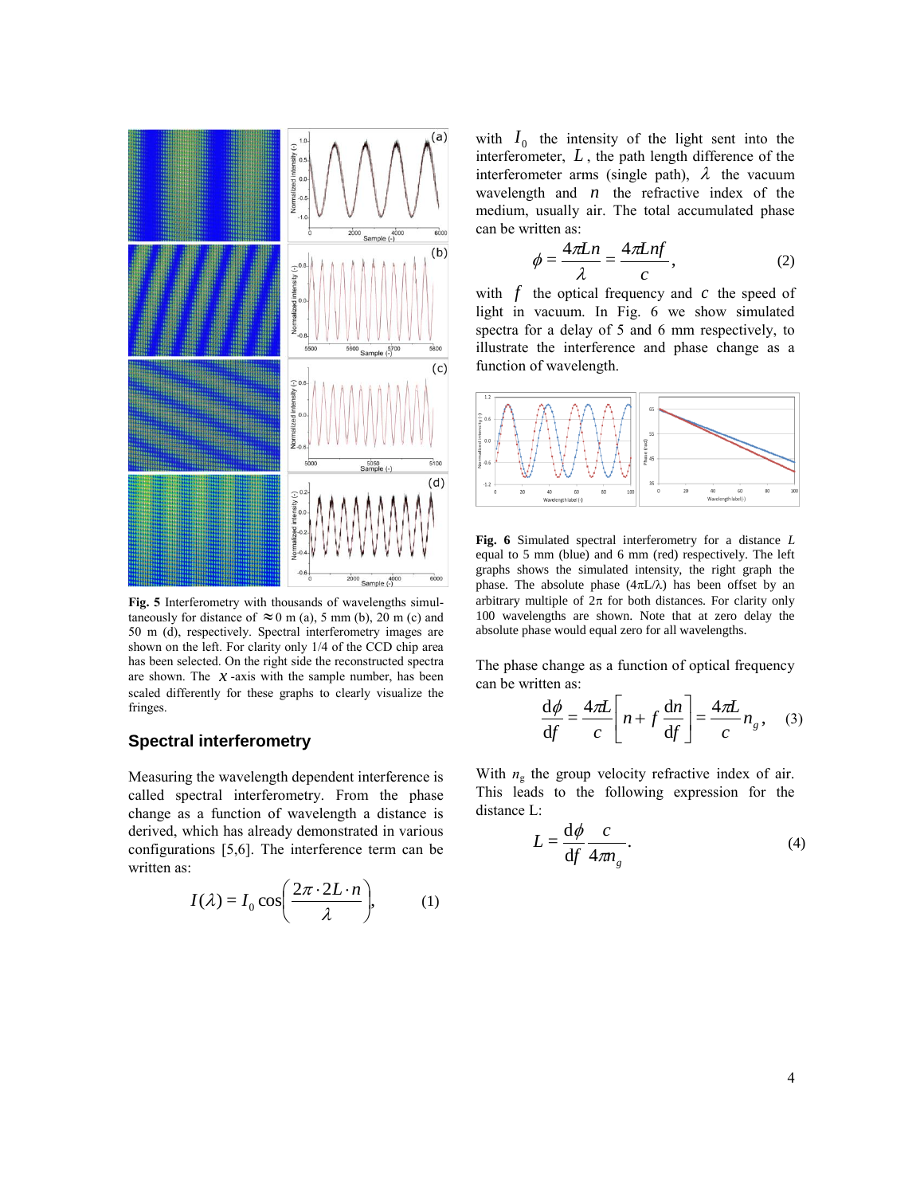Fig. 5 Interferometry with thousands of wavelengths simultaneously for distance of $\approx 0$ m (a), 5 mm (b), 20 m (c) and 50 m (d), respectively. Spectral interferometry images are shown on the left. For clarity only 1/4 of the CCD chip area has been selected. On the right side the reconstructed spectra are shown. The $x$-axis with the sample number, has been scaled differently for these graphs to clearly visualize the fringes.

## Spectral interferometry

Measuring the wavelength dependent interference is called spectral interferometry. From the phase change as a function of wavelength a distance is derived, which has already demonstrated in various configurations [5,6]. The interference term can be written as:

$$I(\lambda) = I_0 \cos\left(\frac{2\pi \cdot 2L \cdot n}{\lambda}\right), \qquad (1)$$

with $I_0$ the intensity of the light sent into the interferometer, $L$, the path length difference of the interferometer arms (single path), $\lambda$ the vacuum wavelength and $n$ the refractive index of the medium, usually air. The total accumulated phase can be written as:

$$\phi = \frac{4\pi L n}{\lambda} = \frac{4\pi L n f}{c}, \qquad (2)$$

with $f$ the optical frequency and $c$ the speed of light in vacuum. In Fig. 6 we show simulated spectra for a delay of 5 and 6 mm respectively, to illustrate the interference and phase change as a function of wavelength.

Fig. 6 Simulated spectral interferometry for a distance $L$ equal to 5 mm (blue) and 6 mm (red) respectively. The left graphs shows the simulated intensity, the right graph the phase. The absolute phase ($4\pi L/\lambda$) has been offset by an arbitrary multiple of $2\pi$ for both distances. For clarity only 100 wavelengths are shown. Note that at zero delay the absolute phase would equal zero for all wavelengths.

The phase change as a function of optical frequency can be written as:

$$\frac{\mathrm{d}\phi}{\mathrm{d}f} = \frac{4\pi L}{c}\left[n + f\,\frac{\mathrm{d}n}{\mathrm{d}f}\right] = \frac{4\pi L}{c} n_g, \qquad (3)$$

With $n_g$ the group velocity refractive index of air. This leads to the following expression for the distance L:

$$L = \frac{\mathrm{d}\phi}{\mathrm{d}f}\frac{c}{4\pi n_g}. \qquad (4)$$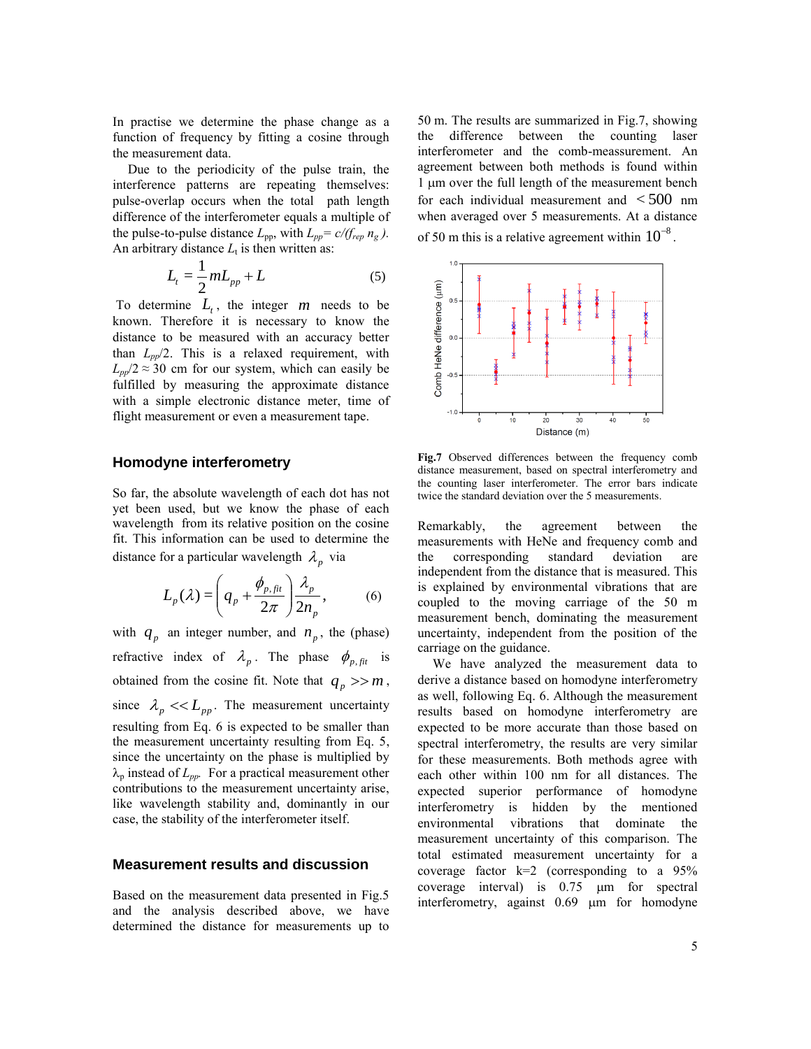In practise we determine the phase change as a function of frequency by fitting a cosine through the measurement data.

Due to the periodicity of the pulse train, the interference patterns are repeating themselves: pulse-overlap occurs when the total path length difference of the interferometer equals a multiple of the pulse-to-pulse distance $L_{pp}$, with $L_{pp}= c/(f_{rep}\, n_g)$. An arbitrary distance $L_t$ is then written as:

$$L_t = \frac{1}{2} m L_{pp} + L \qquad (5)$$

To determine $L_t$, the integer $m$ needs to be known. Therefore it is necessary to know the distance to be measured with an accuracy better than $L_{pp}/2$. This is a relaxed requirement, with $L_{pp}/2 \approx 30$ cm for our system, which can easily be fulfilled by measuring the approximate distance with a simple electronic distance meter, time of flight measurement or even a measurement tape.

## Homodyne interferometry

So far, the absolute wavelength of each dot has not yet been used, but we know the phase of each wavelength from its relative position on the cosine fit. This information can be used to determine the distance for a particular wavelength $\lambda_p$ via

$$L_p(\lambda) = \left( q_p + \frac{\phi_{p,fit}}{2\pi} \right) \frac{\lambda_p}{2n_p}, \qquad (6)$$

with $q_p$ an integer number, and $n_p$, the (phase) refractive index of $\lambda_p$. The phase $\phi_{p,fit}$ is obtained from the cosine fit. Note that $q_p >> m$, since $\lambda_p << L_{pp}$. The measurement uncertainty resulting from Eq. 6 is expected to be smaller than the measurement uncertainty resulting from Eq. 5, since the uncertainty on the phase is multiplied by $\lambda_p$ instead of $L_{pp}$. For a practical measurement other contributions to the measurement uncertainty arise, like wavelength stability and, dominantly in our case, the stability of the interferometer itself.

## Measurement results and discussion

Based on the measurement data presented in Fig.5 and the analysis described above, we have determined the distance for measurements up to 50 m. The results are summarized in Fig.7, showing the difference between the counting laser interferometer and the comb-meassurement. An agreement between both methods is found within 1 µm over the full length of the measurement bench for each individual measurement and $< 500$ nm when averaged over 5 measurements. At a distance of 50 m this is a relative agreement within $10^{-8}$.

**Fig.7** Observed differences between the frequency comb distance measurement, based on spectral interferometry and the counting laser interferometer. The error bars indicate twice the standard deviation over the 5 measurements.

Remarkably, the agreement between the measurements with HeNe and frequency comb and the corresponding standard deviation are independent from the distance that is measured. This is explained by environmental vibrations that are coupled to the moving carriage of the 50 m measurement bench, dominating the measurement uncertainty, independent from the position of the carriage on the guidance.

We have analyzed the measurement data to derive a distance based on homodyne interferometry as well, following Eq. 6. Although the measurement results based on homodyne interferometry are expected to be more accurate than those based on spectral interferometry, the results are very similar for these measurements. Both methods agree with each other within 100 nm for all distances. The expected superior performance of homodyne interferometry is hidden by the mentioned environmental vibrations that dominate the measurement uncertainty of this comparison. The total estimated measurement uncertainty for a coverage factor k=2 (corresponding to a 95% coverage interval) is 0.75 µm for spectral interferometry, against 0.69 µm for homodyne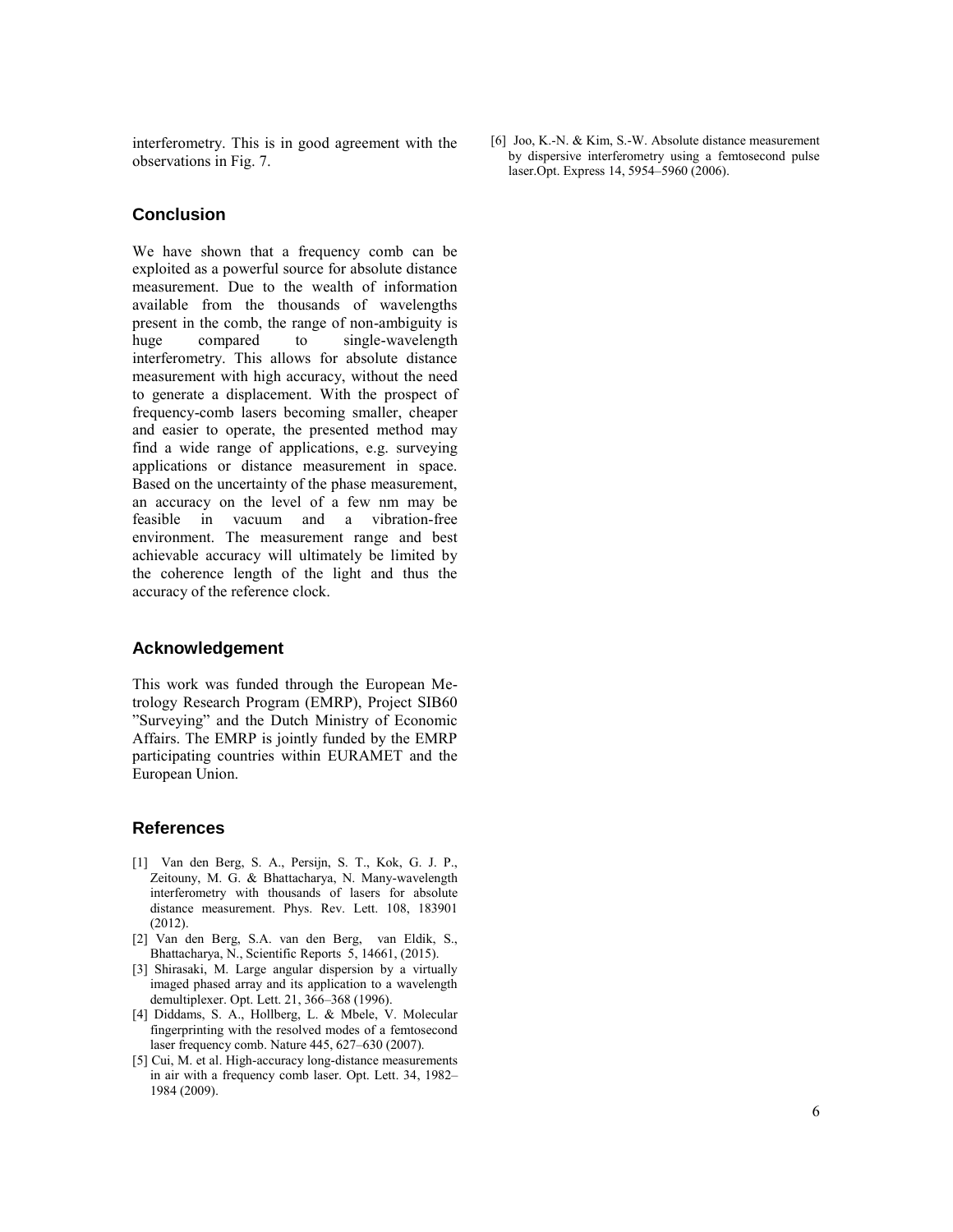interferometry. This is in good agreement with the observations in Fig. 7.

## Conclusion

We have shown that a frequency comb can be exploited as a powerful source for absolute distance measurement. Due to the wealth of information available from the thousands of wavelengths present in the comb, the range of non-ambiguity is huge compared to single-wavelength interferometry. This allows for absolute distance measurement with high accuracy, without the need to generate a displacement. With the prospect of frequency-comb lasers becoming smaller, cheaper and easier to operate, the presented method may find a wide range of applications, e.g. surveying applications or distance measurement in space. Based on the uncertainty of the phase measurement, an accuracy on the level of a few nm may be feasible in vacuum and a vibration-free environment. The measurement range and best achievable accuracy will ultimately be limited by the coherence length of the light and thus the accuracy of the reference clock.

## Acknowledgement

This work was funded through the European Metrology Research Program (EMRP), Project SIB60 "Surveying" and the Dutch Ministry of Economic Affairs. The EMRP is jointly funded by the EMRP participating countries within EURAMET and the European Union.

## References

[1] Van den Berg, S. A., Persijn, S. T., Kok, G. J. P., Zeitouny, M. G. & Bhattacharya, N. Many-wavelength interferometry with thousands of lasers for absolute distance measurement. Phys. Rev. Lett. 108, 183901 (2012).

[2] Van den Berg, S.A. van den Berg, van Eldik, S., Bhattacharya, N., Scientific Reports 5, 14661, (2015).

[3] Shirasaki, M. Large angular dispersion by a virtually imaged phased array and its application to a wavelength demultiplexer. Opt. Lett. 21, 366–368 (1996).

[4] Diddams, S. A., Hollberg, L. & Mbele, V. Molecular fingerprinting with the resolved modes of a femtosecond laser frequency comb. Nature 445, 627–630 (2007).

[5] Cui, M. et al. High-accuracy long-distance measurements in air with a frequency comb laser. Opt. Lett. 34, 1982–1984 (2009).

[6] Joo, K.-N. & Kim, S.-W. Absolute distance measurement by dispersive interferometry using a femtosecond pulse laser.Opt. Express 14, 5954–5960 (2006).